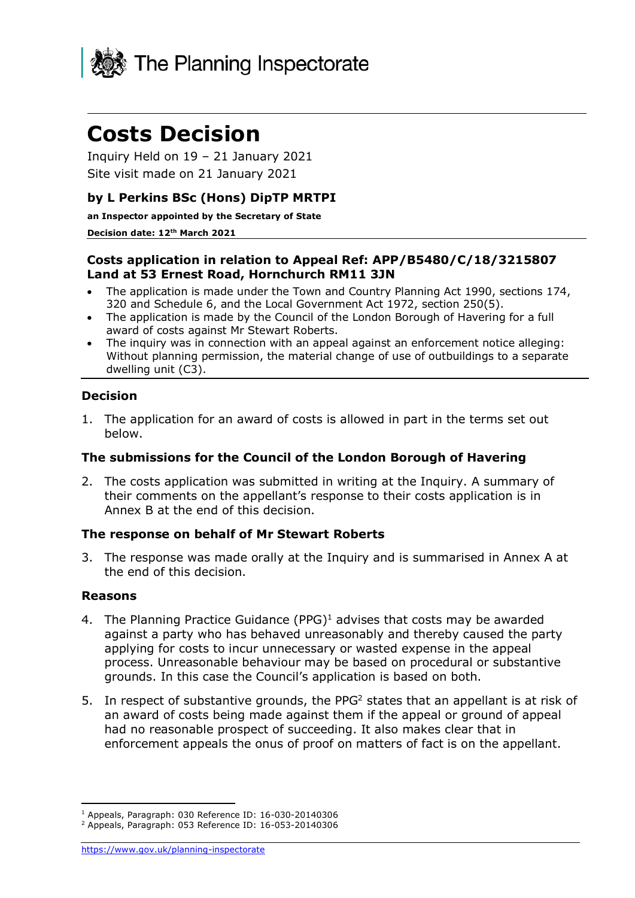The Planning Inspectorate

# Costs Decision

Inquiry Held on 19 – 21 January 2021

Site visit made on 21 January 2021

### by L Perkins BSc (Hons) DipTP MRTPI

**an Inspector appointed by the Secretary of State**

**Decision date: 12th March 2021**

### Costs application in relation to Appeal Ref: APP/B5480/C/18/3215807 Land at 53 Ernest Road, Hornchurch RM11 3JN

- The application is made under the Town and Country Planning Act 1990, sections 174, 320 and Schedule 6, and the Local Government Act 1972, section 250(5).
- The application is made by the Council of the London Borough of Havering for a full award of costs against Mr Stewart Roberts.
- The inquiry was in connection with an appeal against an enforcement notice alleging: Without planning permission, the material change of use of outbuildings to a separate dwelling unit (C3).

### Decision

1. The application for an award of costs is allowed in part in the terms set out below.

### The submissions for the Council of the London Borough of Havering

2. The costs application was submitted in writing at the Inquiry. A summary of their comments on the appellant's response to their costs application is in Annex B at the end of this decision.

### The response on behalf of Mr Stewart Roberts

3. The response was made orally at the Inquiry and is summarised in Annex A at the end of this decision.

### Reasons

4. The Planning Practice Guidance (PPG)[1] advises that costs may be awarded against a party who has behaved unreasonably and thereby caused the party applying for costs to incur unnecessary or wasted expense in the appeal process. Unreasonable behaviour may be based on procedural or substantive grounds. In this case the Council's application is based on both.

5. In respect of substantive grounds, the PPG[2] states that an appellant is at risk of an award of costs being made against them if the appeal or ground of appeal had no reasonable prospect of succeeding. It also makes clear that in enforcement appeals the onus of proof on matters of fact is on the appellant.

[1] Appeals, Paragraph: 030 Reference ID: 16-030-20140306

[2] Appeals, Paragraph: 053 Reference ID: 16-053-20140306

https://www.gov.uk/planning-inspectorate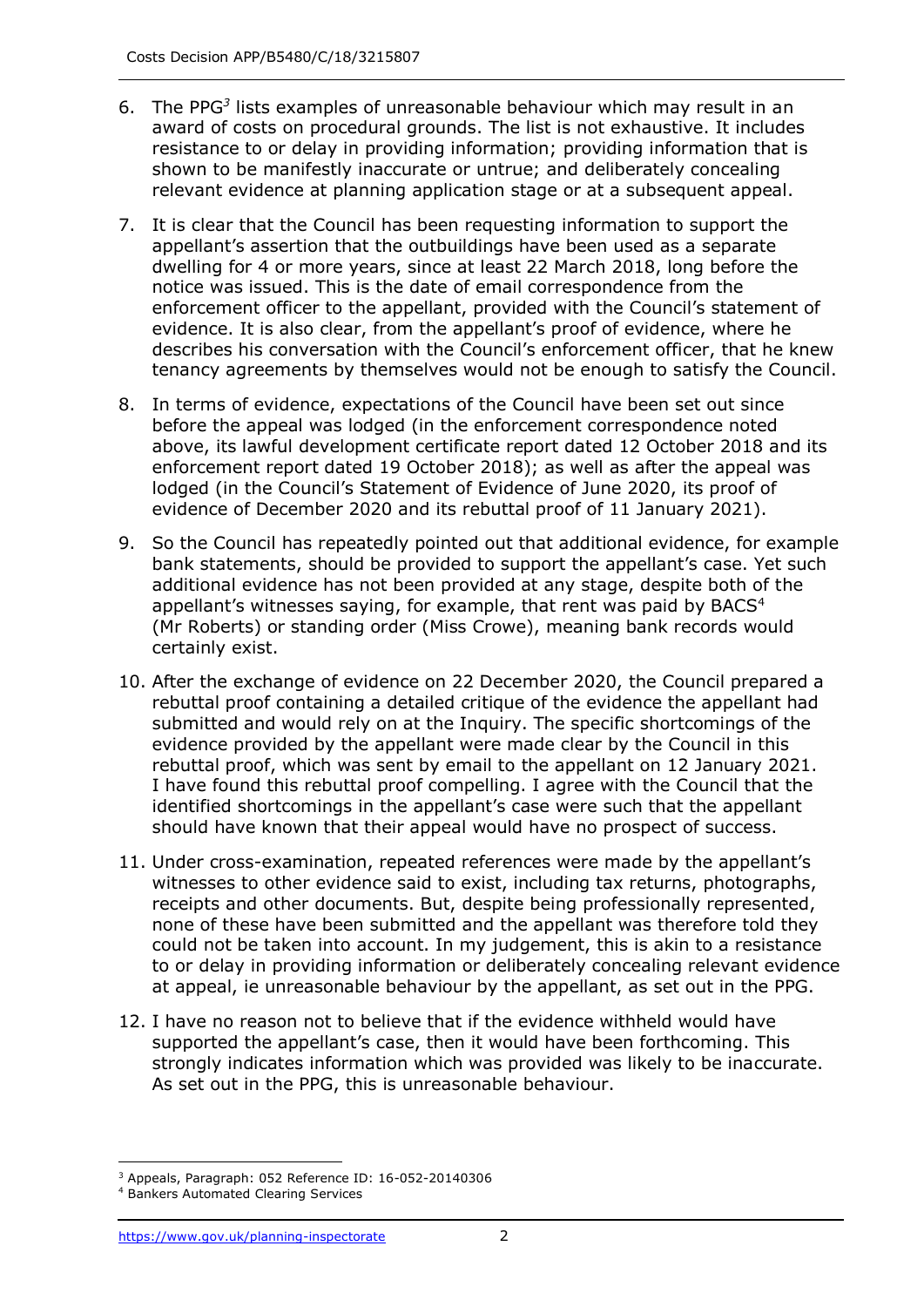6. The PPG[3] lists examples of unreasonable behaviour which may result in an award of costs on procedural grounds. The list is not exhaustive. It includes resistance to or delay in providing information; providing information that is shown to be manifestly inaccurate or untrue; and deliberately concealing relevant evidence at planning application stage or at a subsequent appeal.

7. It is clear that the Council has been requesting information to support the appellant's assertion that the outbuildings have been used as a separate dwelling for 4 or more years, since at least 22 March 2018, long before the notice was issued. This is the date of email correspondence from the enforcement officer to the appellant, provided with the Council's statement of evidence. It is also clear, from the appellant's proof of evidence, where he describes his conversation with the Council's enforcement officer, that he knew tenancy agreements by themselves would not be enough to satisfy the Council.

8. In terms of evidence, expectations of the Council have been set out since before the appeal was lodged (in the enforcement correspondence noted above, its lawful development certificate report dated 12 October 2018 and its enforcement report dated 19 October 2018); as well as after the appeal was lodged (in the Council's Statement of Evidence of June 2020, its proof of evidence of December 2020 and its rebuttal proof of 11 January 2021).

9. So the Council has repeatedly pointed out that additional evidence, for example bank statements, should be provided to support the appellant's case. Yet such additional evidence has not been provided at any stage, despite both of the appellant's witnesses saying, for example, that rent was paid by BACS[4] (Mr Roberts) or standing order (Miss Crowe), meaning bank records would certainly exist.

10. After the exchange of evidence on 22 December 2020, the Council prepared a rebuttal proof containing a detailed critique of the evidence the appellant had submitted and would rely on at the Inquiry. The specific shortcomings of the evidence provided by the appellant were made clear by the Council in this rebuttal proof, which was sent by email to the appellant on 12 January 2021. I have found this rebuttal proof compelling. I agree with the Council that the identified shortcomings in the appellant's case were such that the appellant should have known that their appeal would have no prospect of success.

11. Under cross-examination, repeated references were made by the appellant's witnesses to other evidence said to exist, including tax returns, photographs, receipts and other documents. But, despite being professionally represented, none of these have been submitted and the appellant was therefore told they could not be taken into account. In my judgement, this is akin to a resistance to or delay in providing information or deliberately concealing relevant evidence at appeal, ie unreasonable behaviour by the appellant, as set out in the PPG.

12. I have no reason not to believe that if the evidence withheld would have supported the appellant's case, then it would have been forthcoming. This strongly indicates information which was provided was likely to be inaccurate. As set out in the PPG, this is unreasonable behaviour.

---

[3] Appeals, Paragraph: 052 Reference ID: 16-052-20140306

[4] Bankers Automated Clearing Services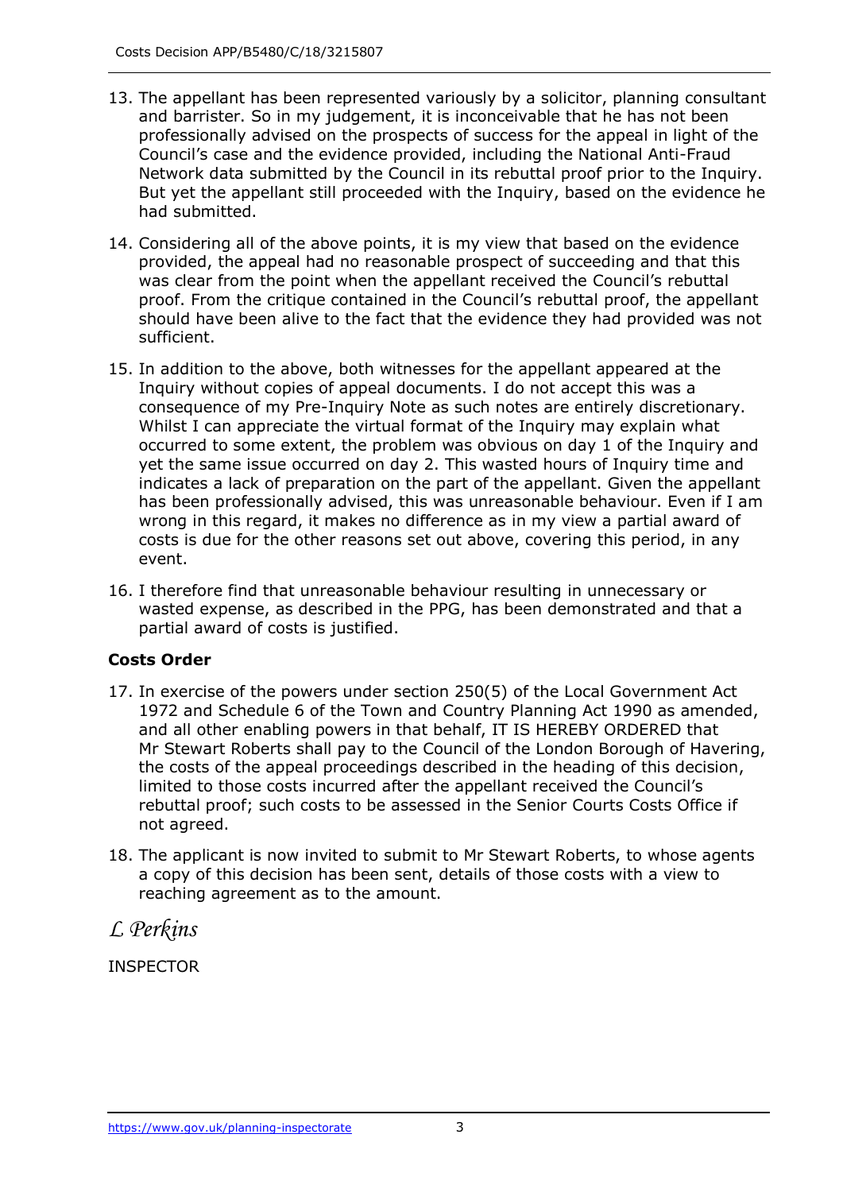13. The appellant has been represented variously by a solicitor, planning consultant and barrister. So in my judgement, it is inconceivable that he has not been professionally advised on the prospects of success for the appeal in light of the Council's case and the evidence provided, including the National Anti-Fraud Network data submitted by the Council in its rebuttal proof prior to the Inquiry. But yet the appellant still proceeded with the Inquiry, based on the evidence he had submitted.

14. Considering all of the above points, it is my view that based on the evidence provided, the appeal had no reasonable prospect of succeeding and that this was clear from the point when the appellant received the Council's rebuttal proof. From the critique contained in the Council's rebuttal proof, the appellant should have been alive to the fact that the evidence they had provided was not sufficient.

15. In addition to the above, both witnesses for the appellant appeared at the Inquiry without copies of appeal documents. I do not accept this was a consequence of my Pre-Inquiry Note as such notes are entirely discretionary. Whilst I can appreciate the virtual format of the Inquiry may explain what occurred to some extent, the problem was obvious on day 1 of the Inquiry and yet the same issue occurred on day 2. This wasted hours of Inquiry time and indicates a lack of preparation on the part of the appellant. Given the appellant has been professionally advised, this was unreasonable behaviour. Even if I am wrong in this regard, it makes no difference as in my view a partial award of costs is due for the other reasons set out above, covering this period, in any event.

16. I therefore find that unreasonable behaviour resulting in unnecessary or wasted expense, as described in the PPG, has been demonstrated and that a partial award of costs is justified.

## Costs Order

17. In exercise of the powers under section 250(5) of the Local Government Act 1972 and Schedule 6 of the Town and Country Planning Act 1990 as amended, and all other enabling powers in that behalf, IT IS HEREBY ORDERED that Mr Stewart Roberts shall pay to the Council of the London Borough of Havering, the costs of the appeal proceedings described in the heading of this decision, limited to those costs incurred after the appellant received the Council's rebuttal proof; such costs to be assessed in the Senior Courts Costs Office if not agreed.

18. The applicant is now invited to submit to Mr Stewart Roberts, to whose agents a copy of this decision has been sent, details of those costs with a view to reaching agreement as to the amount.

*L Perkins*

INSPECTOR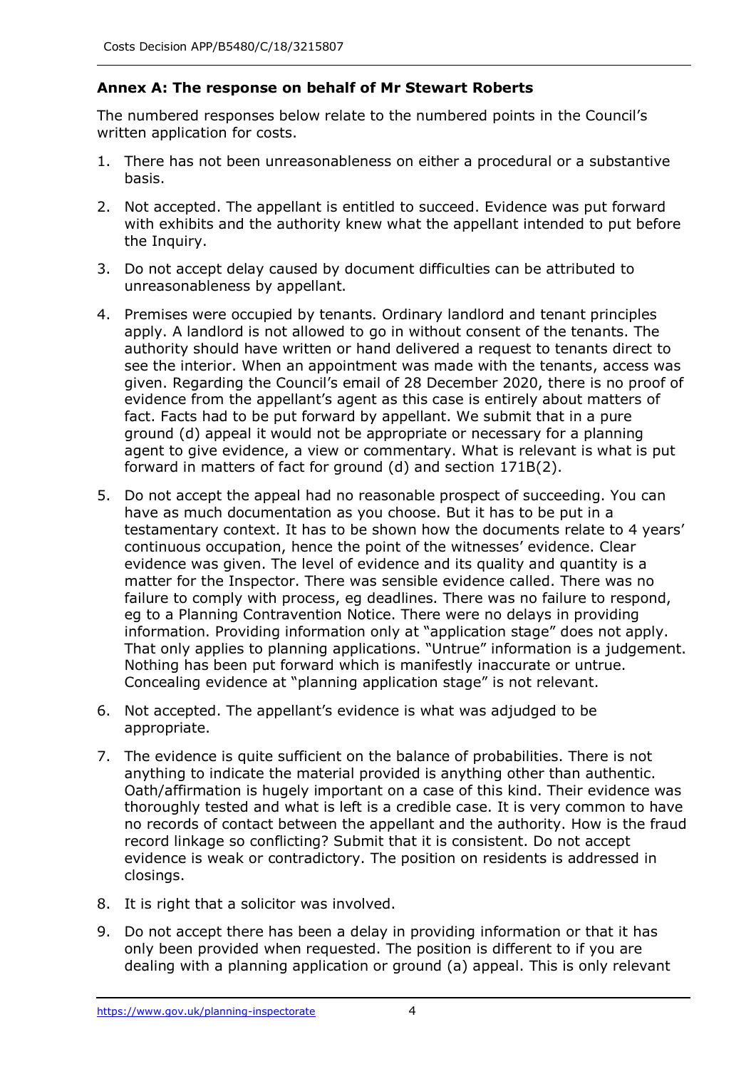## Annex A: The response on behalf of Mr Stewart Roberts

The numbered responses below relate to the numbered points in the Council's written application for costs.

1. There has not been unreasonableness on either a procedural or a substantive basis.
2. Not accepted. The appellant is entitled to succeed. Evidence was put forward with exhibits and the authority knew what the appellant intended to put before the Inquiry.
3. Do not accept delay caused by document difficulties can be attributed to unreasonableness by appellant.
4. Premises were occupied by tenants. Ordinary landlord and tenant principles apply. A landlord is not allowed to go in without consent of the tenants. The authority should have written or hand delivered a request to tenants direct to see the interior. When an appointment was made with the tenants, access was given. Regarding the Council's email of 28 December 2020, there is no proof of evidence from the appellant's agent as this case is entirely about matters of fact. Facts had to be put forward by appellant. We submit that in a pure ground (d) appeal it would not be appropriate or necessary for a planning agent to give evidence, a view or commentary. What is relevant is what is put forward in matters of fact for ground (d) and section 171B(2).
5. Do not accept the appeal had no reasonable prospect of succeeding. You can have as much documentation as you choose. But it has to be put in a testamentary context. It has to be shown how the documents relate to 4 years' continuous occupation, hence the point of the witnesses' evidence. Clear evidence was given. The level of evidence and its quality and quantity is a matter for the Inspector. There was sensible evidence called. There was no failure to comply with process, eg deadlines. There was no failure to respond, eg to a Planning Contravention Notice. There were no delays in providing information. Providing information only at "application stage" does not apply. That only applies to planning applications. "Untrue" information is a judgement. Nothing has been put forward which is manifestly inaccurate or untrue. Concealing evidence at "planning application stage" is not relevant.
6. Not accepted. The appellant's evidence is what was adjudged to be appropriate.
7. The evidence is quite sufficient on the balance of probabilities. There is not anything to indicate the material provided is anything other than authentic. Oath/affirmation is hugely important on a case of this kind. Their evidence was thoroughly tested and what is left is a credible case. It is very common to have no records of contact between the appellant and the authority. How is the fraud record linkage so conflicting? Submit that it is consistent. Do not accept evidence is weak or contradictory. The position on residents is addressed in closings.
8. It is right that a solicitor was involved.
9. Do not accept there has been a delay in providing information or that it has only been provided when requested. The position is different to if you are dealing with a planning application or ground (a) appeal. This is only relevant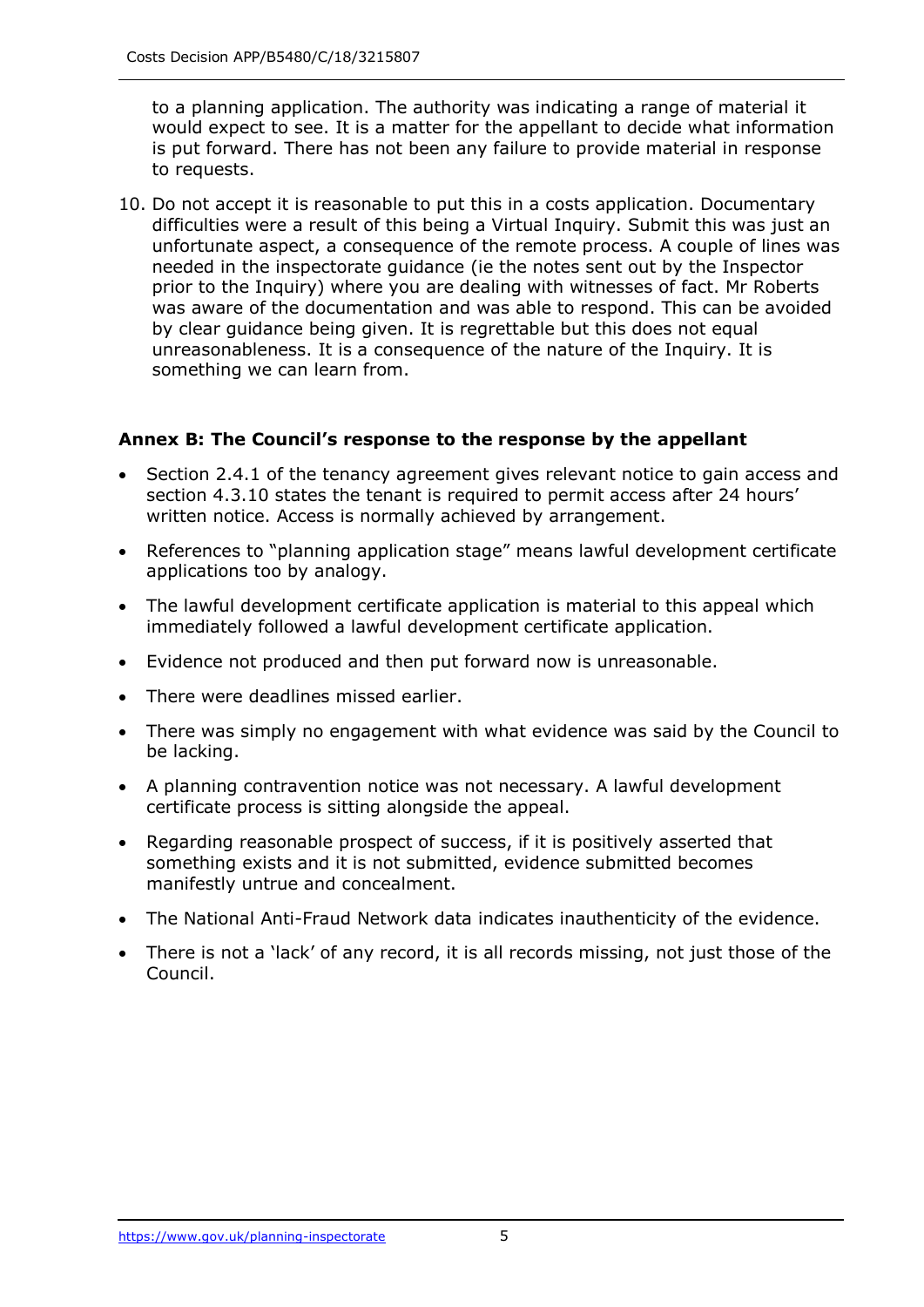to a planning application. The authority was indicating a range of material it would expect to see. It is a matter for the appellant to decide what information is put forward. There has not been any failure to provide material in response to requests.

10. Do not accept it is reasonable to put this in a costs application. Documentary difficulties were a result of this being a Virtual Inquiry. Submit this was just an unfortunate aspect, a consequence of the remote process. A couple of lines was needed in the inspectorate guidance (ie the notes sent out by the Inspector prior to the Inquiry) where you are dealing with witnesses of fact. Mr Roberts was aware of the documentation and was able to respond. This can be avoided by clear guidance being given. It is regrettable but this does not equal unreasonableness. It is a consequence of the nature of the Inquiry. It is something we can learn from.

### Annex B: The Council's response to the response by the appellant

- Section 2.4.1 of the tenancy agreement gives relevant notice to gain access and section 4.3.10 states the tenant is required to permit access after 24 hours' written notice. Access is normally achieved by arrangement.
- References to "planning application stage" means lawful development certificate applications too by analogy.
- The lawful development certificate application is material to this appeal which immediately followed a lawful development certificate application.
- Evidence not produced and then put forward now is unreasonable.
- There were deadlines missed earlier.
- There was simply no engagement with what evidence was said by the Council to be lacking.
- A planning contravention notice was not necessary. A lawful development certificate process is sitting alongside the appeal.
- Regarding reasonable prospect of success, if it is positively asserted that something exists and it is not submitted, evidence submitted becomes manifestly untrue and concealment.
- The National Anti-Fraud Network data indicates inauthenticity of the evidence.
- There is not a 'lack' of any record, it is all records missing, not just those of the Council.